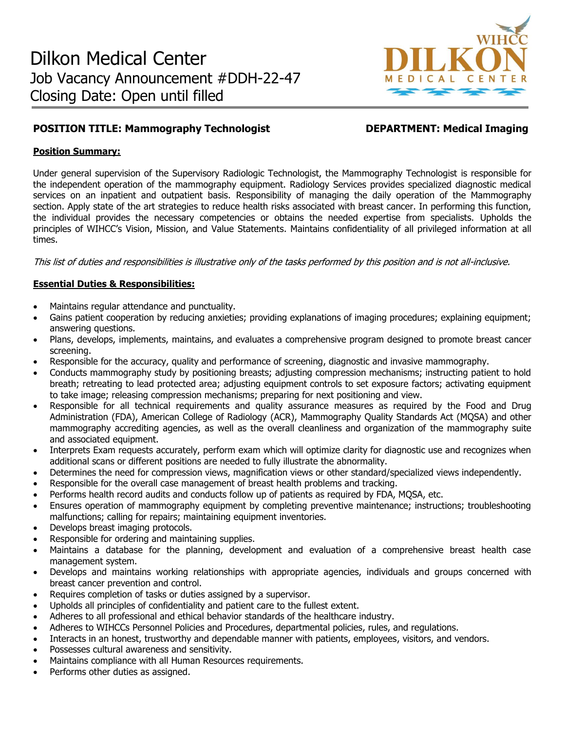# Dilkon Medical Center
## Job Vacancy Announcement #DDH-22-47
## Closing Date: Open until filled

WIHCC DILKON MEDICAL CENTER

**POSITION TITLE: Mammography Technologist** **DEPARTMENT: Medical Imaging**

**Position Summary:**

Under general supervision of the Supervisory Radiologic Technologist, the Mammography Technologist is responsible for the independent operation of the mammography equipment. Radiology Services provides specialized diagnostic medical services on an inpatient and outpatient basis. Responsibility of managing the daily operation of the Mammography section. Apply state of the art strategies to reduce health risks associated with breast cancer. In performing this function, the individual provides the necessary competencies or obtains the needed expertise from specialists. Upholds the principles of WIHCC's Vision, Mission, and Value Statements. Maintains confidentiality of all privileged information at all times.

*This list of duties and responsibilities is illustrative only of the tasks performed by this position and is not all-inclusive.*

**Essential Duties & Responsibilities:**

- Maintains regular attendance and punctuality.
- Gains patient cooperation by reducing anxieties; providing explanations of imaging procedures; explaining equipment; answering questions.
- Plans, develops, implements, maintains, and evaluates a comprehensive program designed to promote breast cancer screening.
- Responsible for the accuracy, quality and performance of screening, diagnostic and invasive mammography.
- Conducts mammography study by positioning breasts; adjusting compression mechanisms; instructing patient to hold breath; retreating to lead protected area; adjusting equipment controls to set exposure factors; activating equipment to take image; releasing compression mechanisms; preparing for next positioning and view.
- Responsible for all technical requirements and quality assurance measures as required by the Food and Drug Administration (FDA), American College of Radiology (ACR), Mammography Quality Standards Act (MQSA) and other mammography accrediting agencies, as well as the overall cleanliness and organization of the mammography suite and associated equipment.
- Interprets Exam requests accurately, perform exam which will optimize clarity for diagnostic use and recognizes when additional scans or different positions are needed to fully illustrate the abnormality.
- Determines the need for compression views, magnification views or other standard/specialized views independently.
- Responsible for the overall case management of breast health problems and tracking.
- Performs health record audits and conducts follow up of patients as required by FDA, MQSA, etc.
- Ensures operation of mammography equipment by completing preventive maintenance; instructions; troubleshooting malfunctions; calling for repairs; maintaining equipment inventories.
- Develops breast imaging protocols.
- Responsible for ordering and maintaining supplies.
- Maintains a database for the planning, development and evaluation of a comprehensive breast health case management system.
- Develops and maintains working relationships with appropriate agencies, individuals and groups concerned with breast cancer prevention and control.
- Requires completion of tasks or duties assigned by a supervisor.
- Upholds all principles of confidentiality and patient care to the fullest extent.
- Adheres to all professional and ethical behavior standards of the healthcare industry.
- Adheres to WIHCCs Personnel Policies and Procedures, departmental policies, rules, and regulations.
- Interacts in an honest, trustworthy and dependable manner with patients, employees, visitors, and vendors.
- Possesses cultural awareness and sensitivity.
- Maintains compliance with all Human Resources requirements.
- Performs other duties as assigned.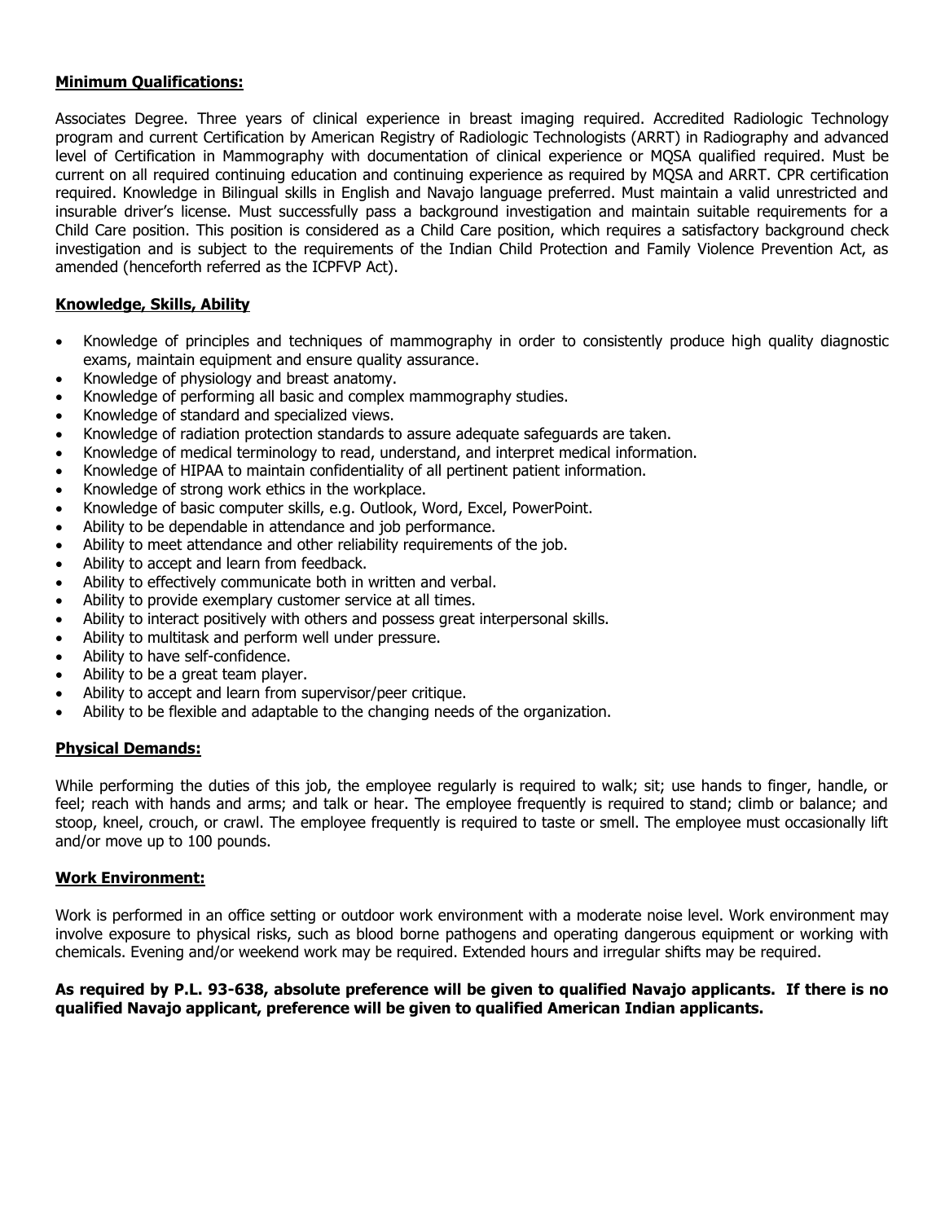**Minimum Qualifications:**

Associates Degree. Three years of clinical experience in breast imaging required. Accredited Radiologic Technology program and current Certification by American Registry of Radiologic Technologists (ARRT) in Radiography and advanced level of Certification in Mammography with documentation of clinical experience or MQSA qualified required. Must be current on all required continuing education and continuing experience as required by MQSA and ARRT. CPR certification required. Knowledge in Bilingual skills in English and Navajo language preferred. Must maintain a valid unrestricted and insurable driver's license. Must successfully pass a background investigation and maintain suitable requirements for a Child Care position. This position is considered as a Child Care position, which requires a satisfactory background check investigation and is subject to the requirements of the Indian Child Protection and Family Violence Prevention Act, as amended (henceforth referred as the ICPFVP Act).

**Knowledge, Skills, Ability**

- Knowledge of principles and techniques of mammography in order to consistently produce high quality diagnostic exams, maintain equipment and ensure quality assurance.
- Knowledge of physiology and breast anatomy.
- Knowledge of performing all basic and complex mammography studies.
- Knowledge of standard and specialized views.
- Knowledge of radiation protection standards to assure adequate safeguards are taken.
- Knowledge of medical terminology to read, understand, and interpret medical information.
- Knowledge of HIPAA to maintain confidentiality of all pertinent patient information.
- Knowledge of strong work ethics in the workplace.
- Knowledge of basic computer skills, e.g. Outlook, Word, Excel, PowerPoint.
- Ability to be dependable in attendance and job performance.
- Ability to meet attendance and other reliability requirements of the job.
- Ability to accept and learn from feedback.
- Ability to effectively communicate both in written and verbal.
- Ability to provide exemplary customer service at all times.
- Ability to interact positively with others and possess great interpersonal skills.
- Ability to multitask and perform well under pressure.
- Ability to have self-confidence.
- Ability to be a great team player.
- Ability to accept and learn from supervisor/peer critique.
- Ability to be flexible and adaptable to the changing needs of the organization.

**Physical Demands:**

While performing the duties of this job, the employee regularly is required to walk; sit; use hands to finger, handle, or feel; reach with hands and arms; and talk or hear. The employee frequently is required to stand; climb or balance; and stoop, kneel, crouch, or crawl. The employee frequently is required to taste or smell. The employee must occasionally lift and/or move up to 100 pounds.

**Work Environment:**

Work is performed in an office setting or outdoor work environment with a moderate noise level. Work environment may involve exposure to physical risks, such as blood borne pathogens and operating dangerous equipment or working with chemicals. Evening and/or weekend work may be required. Extended hours and irregular shifts may be required.

**As required by P.L. 93-638, absolute preference will be given to qualified Navajo applicants. If there is no qualified Navajo applicant, preference will be given to qualified American Indian applicants.**